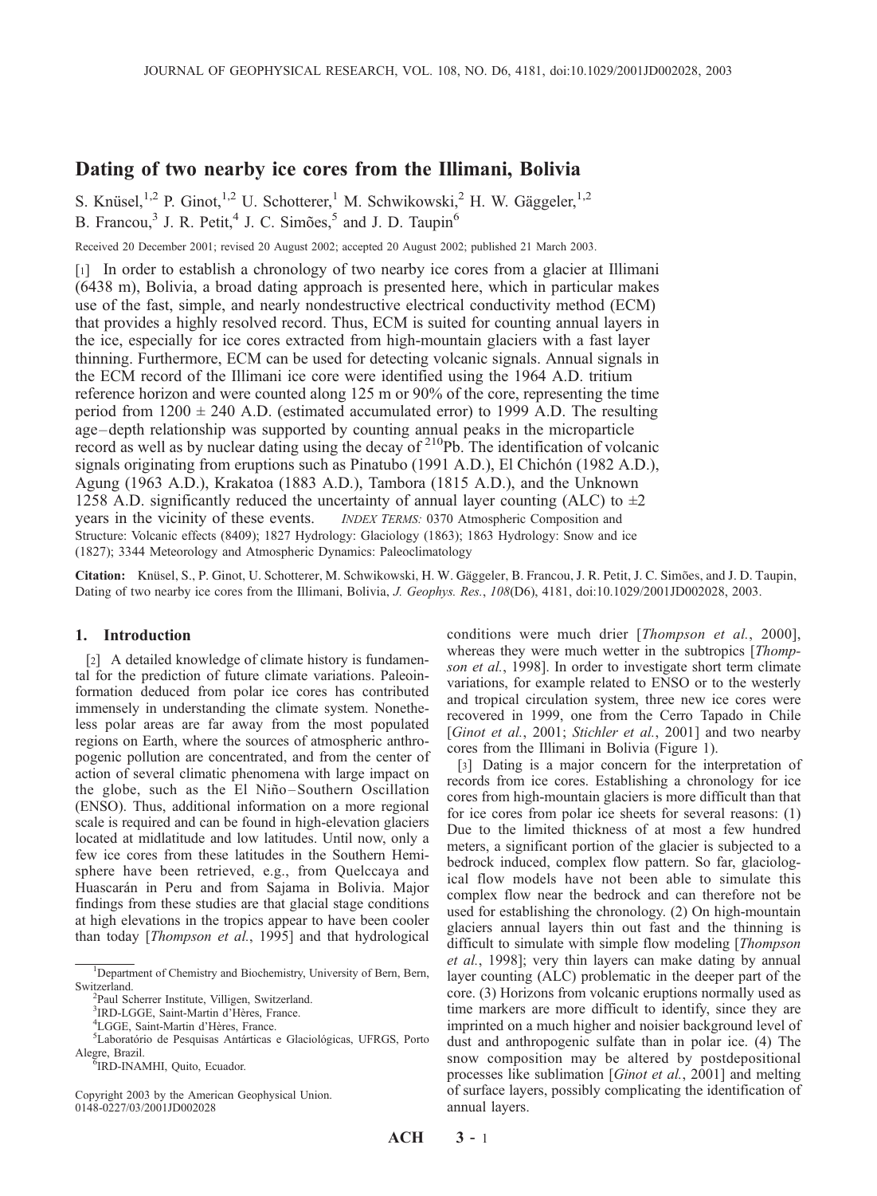# Dating of two nearby ice cores from the Illimani, Bolivia

S. Knüsel,[1,2] P. Ginot,[1,2] U. Schotterer,[1] M. Schwikowski,[2] H. W. Gäggeler,[1,2] B. Francou,[3] J. R. Petit,[4] J. C. Simões,[5] and J. D. Taupin[6]

Received 20 December 2001; revised 20 August 2002; accepted 20 August 2002; published 21 March 2003.

[1] In order to establish a chronology of two nearby ice cores from a glacier at Illimani (6438 m), Bolivia, a broad dating approach is presented here, which in particular makes use of the fast, simple, and nearly nondestructive electrical conductivity method (ECM) that provides a highly resolved record. Thus, ECM is suited for counting annual layers in the ice, especially for ice cores extracted from high-mountain glaciers with a fast layer thinning. Furthermore, ECM can be used for detecting volcanic signals. Annual signals in the ECM record of the Illimani ice core were identified using the 1964 A.D. tritium reference horizon and were counted along 125 m or 90% of the core, representing the time period from 1200 ± 240 A.D. (estimated accumulated error) to 1999 A.D. The resulting age–depth relationship was supported by counting annual peaks in the microparticle record as well as by nuclear dating using the decay of $^{210}$Pb. The identification of volcanic signals originating from eruptions such as Pinatubo (1991 A.D.), El Chichón (1982 A.D.), Agung (1963 A.D.), Krakatoa (1883 A.D.), Tambora (1815 A.D.), and the Unknown 1258 A.D. significantly reduced the uncertainty of annual layer counting (ALC) to ±2 years in the vicinity of these events. *INDEX TERMS:* 0370 Atmospheric Composition and Structure: Volcanic effects (8409); 1827 Hydrology: Glaciology (1863); 1863 Hydrology: Snow and ice (1827); 3344 Meteorology and Atmospheric Dynamics: Paleoclimatology

**Citation:** Knüsel, S., P. Ginot, U. Schotterer, M. Schwikowski, H. W. Gäggeler, B. Francou, J. R. Petit, J. C. Simões, and J. D. Taupin, Dating of two nearby ice cores from the Illimani, Bolivia, *J. Geophys. Res.*, *108*(D6), 4181, doi:10.1029/2001JD002028, 2003.

## 1. Introduction

[2] A detailed knowledge of climate history is fundamental for the prediction of future climate variations. Paleoinformation deduced from polar ice cores has contributed immensely in understanding the climate system. Nonetheless polar areas are far away from the most populated regions on Earth, where the sources of atmospheric anthropogenic pollution are concentrated, and from the center of action of several climatic phenomena with large impact on the globe, such as the El Niño–Southern Oscillation (ENSO). Thus, additional information on a more regional scale is required and can be found in high-elevation glaciers located at midlatitude and low latitudes. Until now, only a few ice cores from these latitudes in the Southern Hemisphere have been retrieved, e.g., from Quelccaya and Huascarán in Peru and from Sajama in Bolivia. Major findings from these studies are that glacial stage conditions at high elevations in the tropics appear to have been cooler than today [*Thompson et al.*, 1995] and that hydrological conditions were much drier [*Thompson et al.*, 2000], whereas they were much wetter in the subtropics [*Thompson et al.*, 1998]. In order to investigate short term climate variations, for example related to ENSO or to the westerly and tropical circulation system, three new ice cores were recovered in 1999, one from the Cerro Tapado in Chile [*Ginot et al.*, 2001; *Stichler et al.*, 2001] and two nearby cores from the Illimani in Bolivia (Figure 1).

[3] Dating is a major concern for the interpretation of records from ice cores. Establishing a chronology for ice cores from high-mountain glaciers is more difficult than that for ice cores from polar ice sheets for several reasons: (1) Due to the limited thickness of at most a few hundred meters, a significant portion of the glacier is subjected to a bedrock induced, complex flow pattern. So far, glaciological flow models have not been able to simulate this complex flow near the bedrock and can therefore not be used for establishing the chronology. (2) On high-mountain glaciers annual layers thin out fast and the thinning is difficult to simulate with simple flow modeling [*Thompson et al.*, 1998]; very thin layers can make dating by annual layer counting (ALC) problematic in the deeper part of the core. (3) Horizons from volcanic eruptions normally used as time markers are more difficult to identify, since they are imprinted on a much higher and noisier background level of dust and anthropogenic sulfate than in polar ice. (4) The snow composition may be altered by postdepositional processes like sublimation [*Ginot et al.*, 2001] and melting of surface layers, possibly complicating the identification of annual layers.

[1] Department of Chemistry and Biochemistry, University of Bern, Bern, Switzerland.
[2] Paul Scherrer Institute, Villigen, Switzerland.
[3] IRD-LGGE, Saint-Martin d'Hères, France.
[4] LGGE, Saint-Martin d'Hères, France.
[5] Laboratório de Pesquisas Antárticas e Glaciológicas, UFRGS, Porto Alegre, Brazil.
[6] IRD-INAMHI, Quito, Ecuador.

Copyright 2003 by the American Geophysical Union.
0148-0227/03/2001JD002028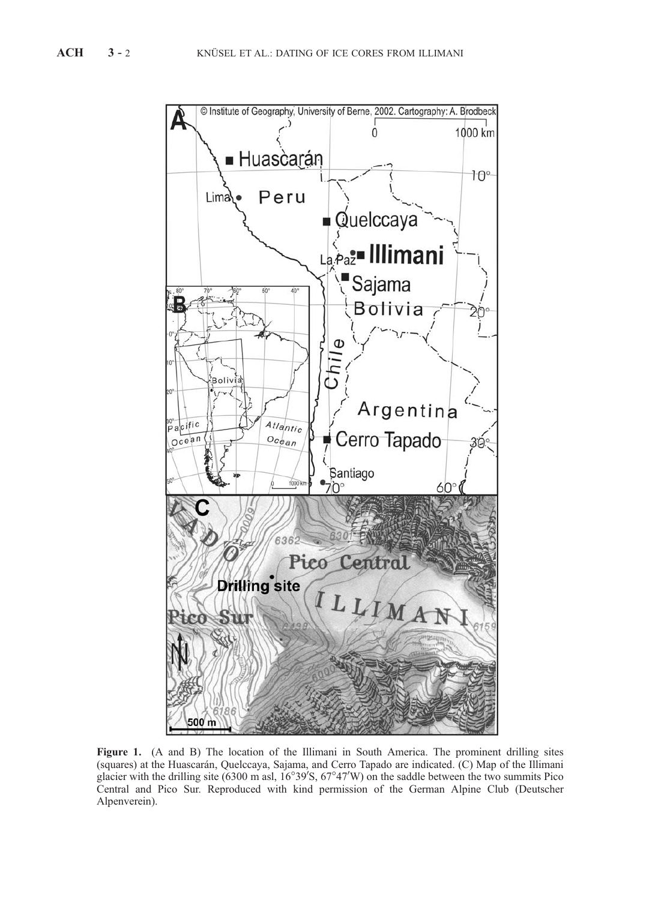**Figure 1.** (A and B) The location of the Illimani in South America. The prominent drilling sites (squares) at the Huascarán, Quelccaya, Sajama, and Cerro Tapado are indicated. (C) Map of the Illimani glacier with the drilling site (6300 m asl, 16°39′S, 67°47′W) on the saddle between the two summits Pico Central and Pico Sur. Reproduced with kind permission of the German Alpine Club (Deutscher Alpenverein).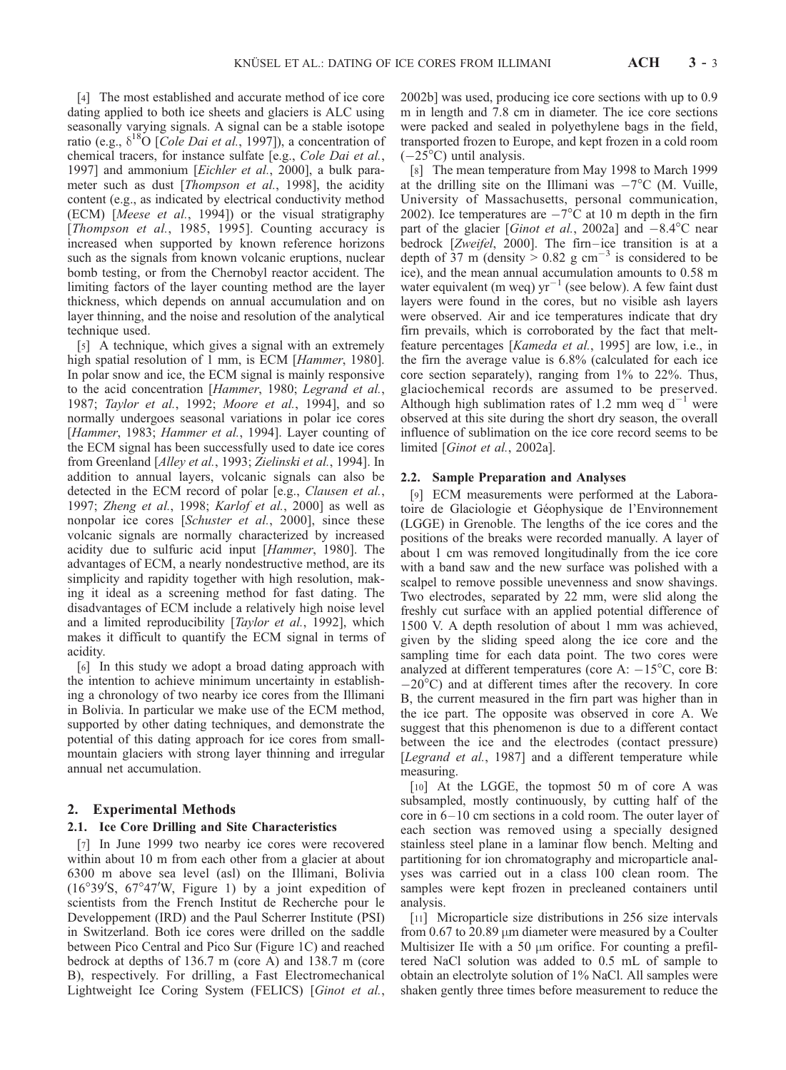[4] The most established and accurate method of ice core dating applied to both ice sheets and glaciers is ALC using seasonally varying signals. A signal can be a stable isotope ratio (e.g., $\delta^{18}O$ [*Cole Dai et al.*, 1997]), a concentration of chemical tracers, for instance sulfate [e.g., *Cole Dai et al.*, 1997] and ammonium [*Eichler et al.*, 2000], a bulk parameter such as dust [*Thompson et al.*, 1998], the acidity content (e.g., as indicated by electrical conductivity method (ECM) [*Meese et al.*, 1994]) or the visual stratigraphy [*Thompson et al.*, 1985, 1995]. Counting accuracy is increased when supported by known reference horizons such as the signals from known volcanic eruptions, nuclear bomb testing, or from the Chernobyl reactor accident. The limiting factors of the layer counting method are the layer thickness, which depends on annual accumulation and on layer thinning, and the noise and resolution of the analytical technique used.

[5] A technique, which gives a signal with an extremely high spatial resolution of 1 mm, is ECM [*Hammer*, 1980]. In polar snow and ice, the ECM signal is mainly responsive to the acid concentration [*Hammer*, 1980; *Legrand et al.*, 1987; *Taylor et al.*, 1992; *Moore et al.*, 1994], and so normally undergoes seasonal variations in polar ice cores [*Hammer*, 1983; *Hammer et al.*, 1994]. Layer counting of the ECM signal has been successfully used to date ice cores from Greenland [*Alley et al.*, 1993; *Zielinski et al.*, 1994]. In addition to annual layers, volcanic signals can also be detected in the ECM record of polar [e.g., *Clausen et al.*, 1997; *Zheng et al.*, 1998; *Karlof et al.*, 2000] as well as nonpolar ice cores [*Schuster et al.*, 2000], since these volcanic signals are normally characterized by increased acidity due to sulfuric acid input [*Hammer*, 1980]. The advantages of ECM, a nearly nondestructive method, are its simplicity and rapidity together with high resolution, making it ideal as a screening method for fast dating. The disadvantages of ECM include a relatively high noise level and a limited reproducibility [*Taylor et al.*, 1992], which makes it difficult to quantify the ECM signal in terms of acidity.

[6] In this study we adopt a broad dating approach with the intention to achieve minimum uncertainty in establishing a chronology of two nearby ice cores from the Illimani in Bolivia. In particular we make use of the ECM method, supported by other dating techniques, and demonstrate the potential of this dating approach for ice cores from small-mountain glaciers with strong layer thinning and irregular annual net accumulation.

## 2. Experimental Methods

### 2.1. Ice Core Drilling and Site Characteristics

[7] In June 1999 two nearby ice cores were recovered within about 10 m from each other from a glacier at about 6300 m above sea level (asl) on the Illimani, Bolivia (16°39′S, 67°47′W, Figure 1) by a joint expedition of scientists from the French Institut de Recherche pour le Developpement (IRD) and the Paul Scherrer Institute (PSI) in Switzerland. Both ice cores were drilled on the saddle between Pico Central and Pico Sur (Figure 1C) and reached bedrock at depths of 136.7 m (core A) and 138.7 m (core B), respectively. For drilling, a Fast Electromechanical Lightweight Ice Coring System (FELICS) [*Ginot et al.*, 2002b] was used, producing ice core sections with up to 0.9 m in length and 7.8 cm in diameter. The ice core sections were packed and sealed in polyethylene bags in the field, transported frozen to Europe, and kept frozen in a cold room (−25°C) until analysis.

[8] The mean temperature from May 1998 to March 1999 at the drilling site on the Illimani was −7°C (M. Vuille, University of Massachusetts, personal communication, 2002). Ice temperatures are −7°C at 10 m depth in the firn part of the glacier [*Ginot et al.*, 2002a] and −8.4°C near bedrock [*Zweifel*, 2000]. The firn–ice transition is at a depth of 37 m (density > 0.82 g cm$^{-3}$ is considered to be ice), and the mean annual accumulation amounts to 0.58 m water equivalent (m weq) yr$^{-1}$ (see below). A few faint dust layers were found in the cores, but no visible ash layers were observed. Air and ice temperatures indicate that dry firn prevails, which is corroborated by the fact that melt-feature percentages [*Kameda et al.*, 1995] are low, i.e., in the firn the average value is 6.8% (calculated for each ice core section separately), ranging from 1% to 22%. Thus, glaciochemical records are assumed to be preserved. Although high sublimation rates of 1.2 mm weq d$^{-1}$ were observed at this site during the short dry season, the overall influence of sublimation on the ice core record seems to be limited [*Ginot et al.*, 2002a].

### 2.2. Sample Preparation and Analyses

[9] ECM measurements were performed at the Laboratoire de Glaciologie et Géophysique de l'Environnement (LGGE) in Grenoble. The lengths of the ice cores and the positions of the breaks were recorded manually. A layer of about 1 cm was removed longitudinally from the ice core with a band saw and the new surface was polished with a scalpel to remove possible unevenness and snow shavings. Two electrodes, separated by 22 mm, were slid along the freshly cut surface with an applied potential difference of 1500 V. A depth resolution of about 1 mm was achieved, given by the sliding speed along the ice core and the sampling time for each data point. The two cores were analyzed at different temperatures (core A: −15°C, core B: −20°C) and at different times after the recovery. In core B, the current measured in the firn part was higher than in the ice part. The opposite was observed in core A. We suggest that this phenomenon is due to a different contact between the ice and the electrodes (contact pressure) [*Legrand et al.*, 1987] and a different temperature while measuring.

[10] At the LGGE, the topmost 50 m of core A was subsampled, mostly continuously, by cutting half of the core in 6–10 cm sections in a cold room. The outer layer of each section was removed using a specially designed stainless steel plane in a laminar flow bench. Melting and partitioning for ion chromatography and microparticle analyses was carried out in a class 100 clean room. The samples were kept frozen in precleaned containers until analysis.

[11] Microparticle size distributions in 256 size intervals from 0.67 to 20.89 μm diameter were measured by a Coulter Multisizer IIe with a 50 μm orifice. For counting a prefiltered NaCl solution was added to 0.5 mL of sample to obtain an electrolyte solution of 1% NaCl. All samples were shaken gently three times before measurement to reduce the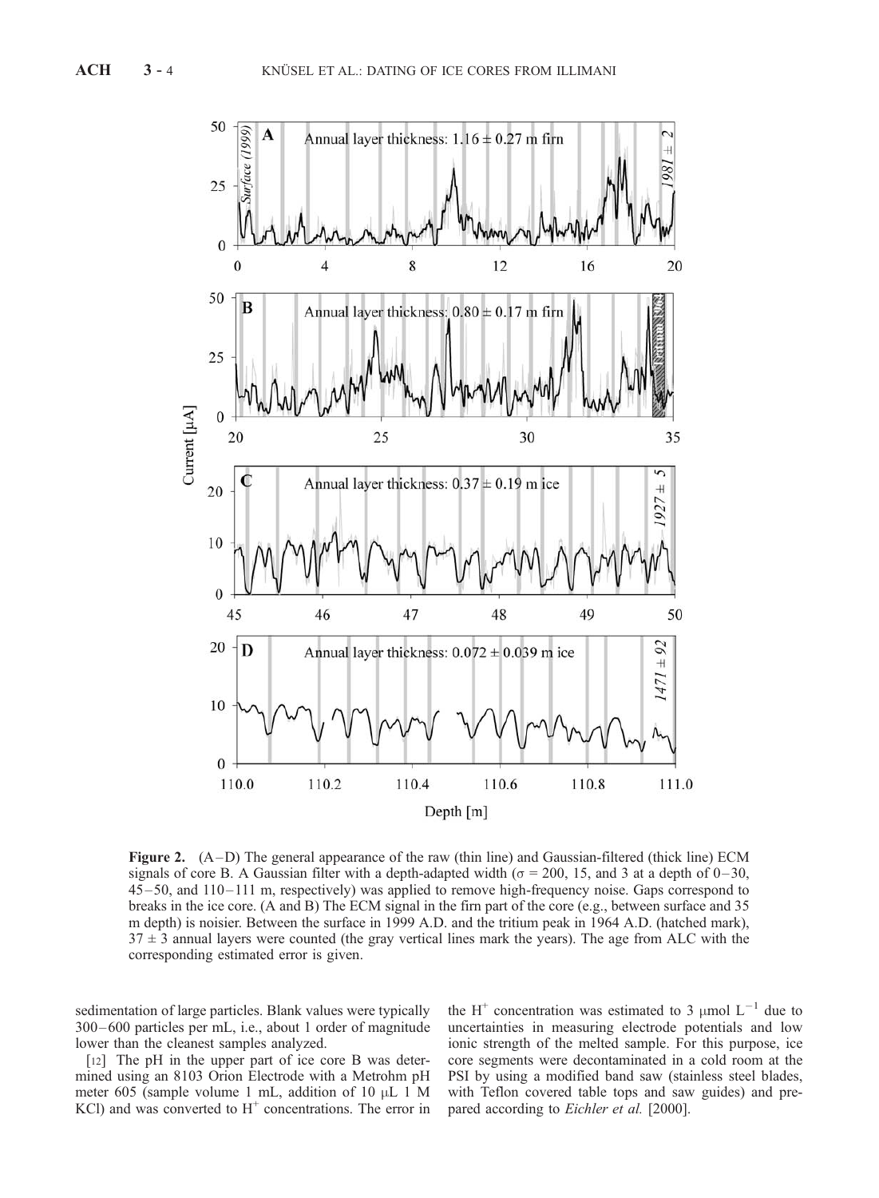**Figure 2.** (A–D) The general appearance of the raw (thin line) and Gaussian-filtered (thick line) ECM signals of core B. A Gaussian filter with a depth-adapted width ($\sigma$ = 200, 15, and 3 at a depth of 0–30, 45–50, and 110–111 m, respectively) was applied to remove high-frequency noise. Gaps correspond to breaks in the ice core. (A and B) The ECM signal in the firn part of the core (e.g., between surface and 35 m depth) is noisier. Between the surface in 1999 A.D. and the tritium peak in 1964 A.D. (hatched mark), 37 ± 3 annual layers were counted (the gray vertical lines mark the years). The age from ALC with the corresponding estimated error is given.

sedimentation of large particles. Blank values were typically 300–600 particles per mL, i.e., about 1 order of magnitude lower than the cleanest samples analyzed.

[12] The pH in the upper part of ice core B was determined using an 8103 Orion Electrode with a Metrohm pH meter 605 (sample volume 1 mL, addition of 10 μL 1 M KCl) and was converted to $H^+$ concentrations. The error in the $H^+$ concentration was estimated to 3 μmol $L^{-1}$ due to uncertainties in measuring electrode potentials and low ionic strength of the melted sample. For this purpose, ice core segments were decontaminated in a cold room at the PSI by using a modified band saw (stainless steel blades, with Teflon covered table tops and saw guides) and prepared according to *Eichler et al.* [2000].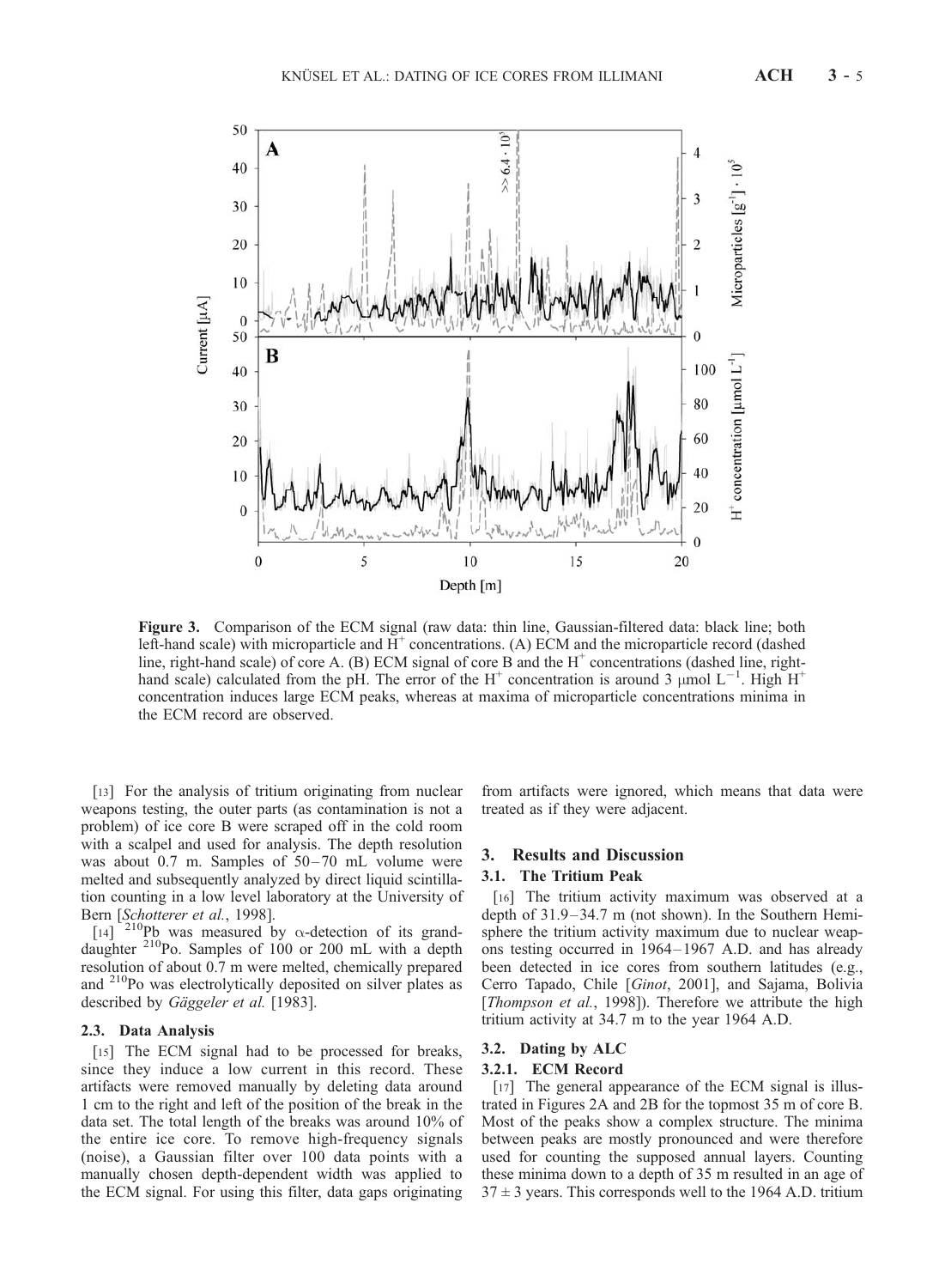**Figure 3.** Comparison of the ECM signal (raw data: thin line, Gaussian-filtered data: black line; both left-hand scale) with microparticle and $H^+$ concentrations. (A) ECM and the microparticle record (dashed line, right-hand scale) of core A. (B) ECM signal of core B and the $H^+$ concentrations (dashed line, right-hand scale) calculated from the pH. The error of the $H^+$ concentration is around 3 μmol $L^{-1}$. High $H^+$ concentration induces large ECM peaks, whereas at maxima of microparticle concentrations minima in the ECM record are observed.

[13] For the analysis of tritium originating from nuclear weapons testing, the outer parts (as contamination is not a problem) of ice core B were scraped off in the cold room with a scalpel and used for analysis. The depth resolution was about 0.7 m. Samples of 50–70 mL volume were melted and subsequently analyzed by direct liquid scintillation counting in a low level laboratory at the University of Bern [*Schotterer et al.*, 1998].

[14] $^{210}$Pb was measured by α-detection of its granddaughter $^{210}$Po. Samples of 100 or 200 mL with a depth resolution of about 0.7 m were melted, chemically prepared and $^{210}$Po was electrolytically deposited on silver plates as described by *Gäggeler et al.* [1983].

### 2.3. Data Analysis

[15] The ECM signal had to be processed for breaks, since they induce a low current in this record. These artifacts were removed manually by deleting data around 1 cm to the right and left of the position of the break in the data set. The total length of the breaks was around 10% of the entire ice core. To remove high-frequency signals (noise), a Gaussian filter over 100 data points with a manually chosen depth-dependent width was applied to the ECM signal. For using this filter, data gaps originating from artifacts were ignored, which means that data were treated as if they were adjacent.

## 3. Results and Discussion

### 3.1. The Tritium Peak

[16] The tritium activity maximum was observed at a depth of 31.9–34.7 m (not shown). In the Southern Hemisphere the tritium activity maximum due to nuclear weapons testing occurred in 1964–1967 A.D. and has already been detected in ice cores from southern latitudes (e.g., Cerro Tapado, Chile [*Ginot*, 2001], and Sajama, Bolivia [*Thompson et al.*, 1998]). Therefore we attribute the high tritium activity at 34.7 m to the year 1964 A.D.

### 3.2. Dating by ALC

#### 3.2.1. ECM Record

[17] The general appearance of the ECM signal is illustrated in Figures 2A and 2B for the topmost 35 m of core B. Most of the peaks show a complex structure. The minima between peaks are mostly pronounced and were therefore used for counting the supposed annual layers. Counting these minima down to a depth of 35 m resulted in an age of $37 \pm 3$ years. This corresponds well to the 1964 A.D. tritium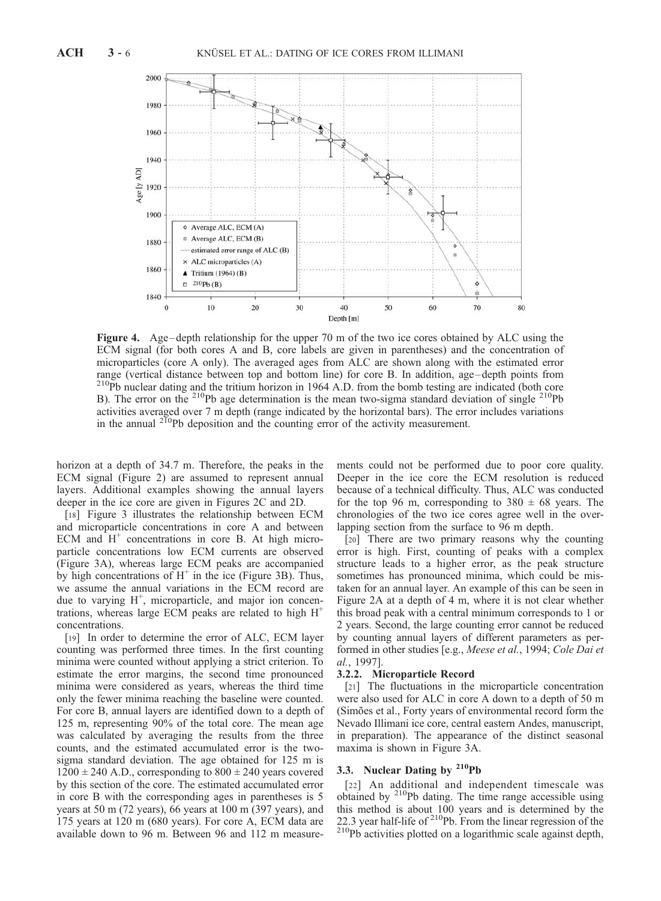Figure 4. Age–depth relationship for the upper 70 m of the two ice cores obtained by ALC using the ECM signal (for both cores A and B, core labels are given in parentheses) and the concentration of microparticles (core A only). The averaged ages from ALC are shown along with the estimated error range (vertical distance between top and bottom line) for core B. In addition, age–depth points from $^{210}$Pb nuclear dating and the tritium horizon in 1964 A.D. from the bomb testing are indicated (both core B). The error on the $^{210}$Pb age determination is the mean two-sigma standard deviation of single $^{210}$Pb activities averaged over 7 m depth (range indicated by the horizontal bars). The error includes variations in the annual $^{210}$Pb deposition and the counting error of the activity measurement.

horizon at a depth of 34.7 m. Therefore, the peaks in the ECM signal (Figure 2) are assumed to represent annual layers. Additional examples showing the annual layers deeper in the ice core are given in Figures 2C and 2D.

[18] Figure 3 illustrates the relationship between ECM and microparticle concentrations in core A and between ECM and $H^+$ concentrations in core B. At high microparticle concentrations low ECM currents are observed (Figure 3A), whereas large ECM peaks are accompanied by high concentrations of $H^+$ in the ice (Figure 3B). Thus, we assume the annual variations in the ECM record are due to varying $H^+$, microparticle, and major ion concentrations, whereas large ECM peaks are related to high $H^+$ concentrations.

[19] In order to determine the error of ALC, ECM layer counting was performed three times. In the first counting minima were counted without applying a strict criterion. To estimate the error margins, the second time pronounced minima were considered as years, whereas the third time only the fewer minima reaching the baseline were counted. For core B, annual layers are identified down to a depth of 125 m, representing 90% of the total core. The mean age was calculated by averaging the results from the three counts, and the estimated accumulated error is the two-sigma standard deviation. The age obtained for 125 m is $1200 \pm 240$ A.D., corresponding to $800 \pm 240$ years covered by this section of the core. The estimated accumulated error in core B with the corresponding ages in parentheses is 5 years at 50 m (72 years), 66 years at 100 m (397 years), and 175 years at 120 m (680 years). For core A, ECM data are available down to 96 m. Between 96 and 112 m measurements could not be performed due to poor core quality. Deeper in the ice core the ECM resolution is reduced because of a technical difficulty. Thus, ALC was conducted for the top 96 m, corresponding to $380 \pm 68$ years. The chronologies of the two ice cores agree well in the overlapping section from the surface to 96 m depth.

[20] There are two primary reasons why the counting error is high. First, counting of peaks with a complex structure leads to a higher error, as the peak structure sometimes has pronounced minima, which could be mistaken for an annual layer. An example of this can be seen in Figure 2A at a depth of 4 m, where it is not clear whether this broad peak with a central minimum corresponds to 1 or 2 years. Second, the large counting error cannot be reduced by counting annual layers of different parameters as performed in other studies [e.g., *Meese et al.*, 1994; *Cole Dai et al.*, 1997].

#### 3.2.2. Microparticle Record

[21] The fluctuations in the microparticle concentration were also used for ALC in core A down to a depth of 50 m (Simões et al., Forty years of environmental record form the Nevado Illimani ice core, central eastern Andes, manuscript, in preparation). The appearance of the distinct seasonal maxima is shown in Figure 3A.

### 3.3. Nuclear Dating by $^{210}$Pb

[22] An additional and independent timescale was obtained by $^{210}$Pb dating. The time range accessible using this method is about 100 years and is determined by the 22.3 year half-life of $^{210}$Pb. From the linear regression of the $^{210}$Pb activities plotted on a logarithmic scale against depth,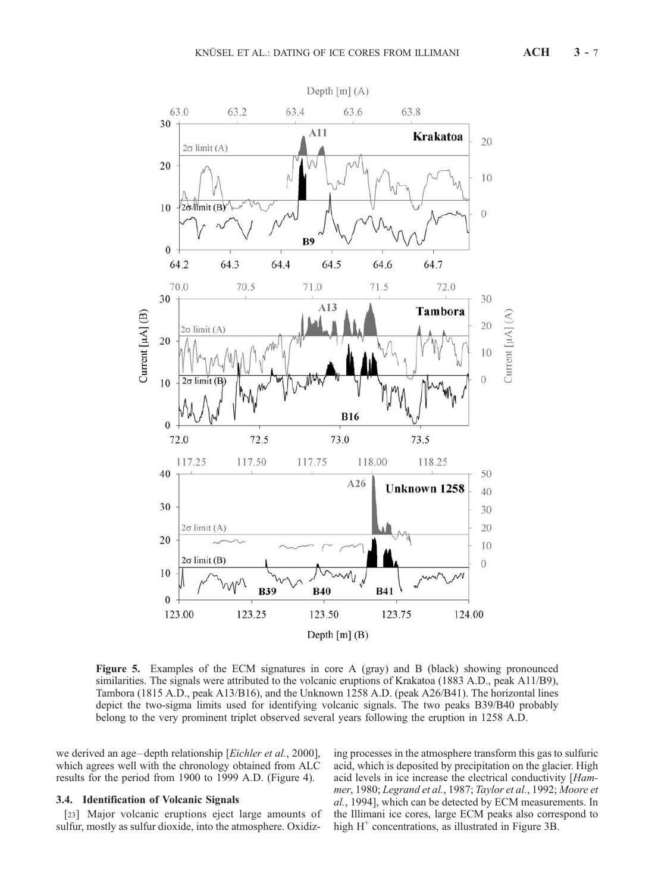**Figure 5.** Examples of the ECM signatures in core A (gray) and B (black) showing pronounced similarities. The signals were attributed to the volcanic eruptions of Krakatoa (1883 A.D., peak A11/B9), Tambora (1815 A.D., peak A13/B16), and the Unknown 1258 A.D. (peak A26/B41). The horizontal lines depict the two-sigma limits used for identifying volcanic signals. The two peaks B39/B40 probably belong to the very prominent triplet observed several years following the eruption in 1258 A.D.

we derived an age–depth relationship [*Eichler et al.*, 2000], which agrees well with the chronology obtained from ALC results for the period from 1900 to 1999 A.D. (Figure 4).

### 3.4. Identification of Volcanic Signals

[23] Major volcanic eruptions eject large amounts of sulfur, mostly as sulfur dioxide, into the atmosphere. Oxidizing processes in the atmosphere transform this gas to sulfuric acid, which is deposited by precipitation on the glacier. High acid levels in ice increase the electrical conductivity [*Hammer*, 1980; *Legrand et al.*, 1987; *Taylor et al.*, 1992; *Moore et al.*, 1994], which can be detected by ECM measurements. In the Illimani ice cores, large ECM peaks also correspond to high $H^+$ concentrations, as illustrated in Figure 3B.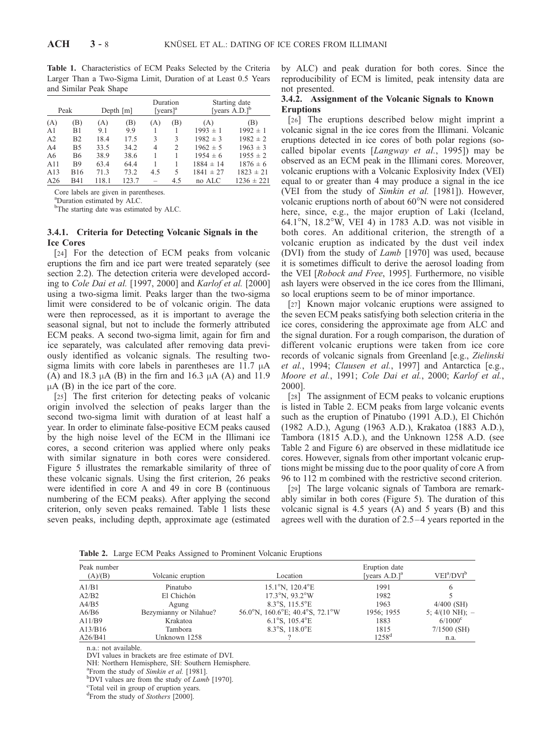**Table 1.** Characteristics of ECM Peaks Selected by the Criteria Larger Than a Two-Sigma Limit, Duration of at Least 0.5 Years and Similar Peak Shape

| Peak | | Depth [m] | | Duration [years][a] | | Starting date [years A.D.][b] | |
|---|---|---|---|---|---|---|---|
| (A) | (B) | (A) | (B) | (A) | (B) | (A) | (B) |
| A1 | B1 | 9.1 | 9.9 | 1 | 1 | 1993 ± 1 | 1992 ± 1 |
| A2 | B2 | 18.4 | 17.5 | 3 | 3 | 1982 ± 3 | 1982 ± 2 |
| A4 | B5 | 33.5 | 34.2 | 4 | 2 | 1962 ± 5 | 1963 ± 3 |
| A6 | B6 | 38.9 | 38.6 | 1 | 1 | 1954 ± 6 | 1955 ± 2 |
| A11 | B9 | 63.4 | 64.4 | 1 | 1 | 1884 ± 14 | 1876 ± 6 |
| A13 | B16 | 71.3 | 73.2 | 4.5 | 5 | 1841 ± 27 | 1823 ± 21 |
| A26 | B41 | 118.1 | 123.7 | – | 4.5 | no ALC | 1236 ± 221 |

Core labels are given in parentheses.
[a]Duration estimated by ALC.
[b]The starting date was estimated by ALC.

#### 3.4.1. Criteria for Detecting Volcanic Signals in the Ice Cores

[24] For the detection of ECM peaks from volcanic eruptions the firn and ice part were treated separately (see section 2.2). The detection criteria were developed according to *Cole Dai et al.* [1997, 2000] and *Karlof et al.* [2000] using a two-sigma limit. Peaks larger than the two-sigma limit were considered to be of volcanic origin. The data were then reprocessed, as it is important to average the seasonal signal, but not to include the formerly attributed ECM peaks. A second two-sigma limit, again for firn and ice separately, was calculated after removing data previously identified as volcanic signals. The resulting two-sigma limits with core labels in parentheses are 11.7 μA (A) and 18.3 μA (B) in the firn and 16.3 μA (A) and 11.9 μA (B) in the ice part of the core.

[25] The first criterion for detecting peaks of volcanic origin involved the selection of peaks larger than the second two-sigma limit with duration of at least half a year. In order to eliminate false-positive ECM peaks caused by the high noise level of the ECM in the Illimani ice cores, a second criterion was applied where only peaks with similar signature in both cores were considered. Figure 5 illustrates the remarkable similarity of three of these volcanic signals. Using the first criterion, 26 peaks were identified in core A and 49 in core B (continuous numbering of the ECM peaks). After applying the second criterion, only seven peaks remained. Table 1 lists these seven peaks, including depth, approximate age (estimated by ALC) and peak duration for both cores. Since the reproducibility of ECM is limited, peak intensity data are not presented.

#### 3.4.2. Assignment of the Volcanic Signals to Known Eruptions

[26] The eruptions described below might imprint a volcanic signal in the ice cores from the Illimani. Volcanic eruptions detected in ice cores of both polar regions (so-called bipolar events [*Langway et al.*, 1995]) may be observed as an ECM peak in the Illimani cores. Moreover, volcanic eruptions with a Volcanic Explosivity Index (VEI) equal to or greater than 4 may produce a signal in the ice (VEI from the study of *Simkin et al.* [1981]). However, volcanic eruptions north of about 60°N were not considered here, since, e.g., the major eruption of Laki (Iceland, 64.1°N, 18.2°W, VEI 4) in 1783 A.D. was not visible in both cores. An additional criterion, the strength of a volcanic eruption as indicated by the dust veil index (DVI) from the study of *Lamb* [1970] was used, because it is sometimes difficult to derive the aerosol loading from the VEI [*Robock and Free*, 1995]. Furthermore, no visible ash layers were observed in the ice cores from the Illimani, so local eruptions seem to be of minor importance.

[27] Known major volcanic eruptions were assigned to the seven ECM peaks satisfying both selection criteria in the ice cores, considering the approximate age from ALC and the signal duration. For a rough comparison, the duration of different volcanic eruptions were taken from ice core records of volcanic signals from Greenland [e.g., *Zielinski et al.*, 1994; *Clausen et al.*, 1997] and Antarctica [e.g., *Moore et al.*, 1991; *Cole Dai et al.*, 2000; *Karlof et al.*, 2000].

[28] The assignment of ECM peaks to volcanic eruptions is listed in Table 2. ECM peaks from large volcanic events such as the eruption of Pinatubo (1991 A.D.), El Chichón (1982 A.D.), Agung (1963 A.D.), Krakatoa (1883 A.D.), Tambora (1815 A.D.), and the Unknown 1258 A.D. (see Table 2 and Figure 6) are observed in these midlatitude ice cores. However, signals from other important volcanic eruptions might be missing due to the poor quality of core A from 96 to 112 m combined with the restrictive second criterion.

[29] The large volcanic signals of Tambora are remarkably similar in both cores (Figure 5). The duration of this volcanic signal is 4.5 years (A) and 5 years (B) and this agrees well with the duration of 2.5–4 years reported in the

**Table 2.** Large ECM Peaks Assigned to Prominent Volcanic Eruptions

| Peak number (A)/(B) | Volcanic eruption | Location | Eruption date [years A.D.][a] | VEI[a]/DVI[b] |
|---|---|---|---|---|
| A1/B1 | Pinatubo | 15.1°N, 120.4°E | 1991 | 6 |
| A2/B2 | El Chichón | 17.3°N, 93.2°W | 1982 | 5 |
| A4/B5 | Agung | 8.3°S, 115.5°E | 1963 | 4/400 (SH) |
| A6/B6 | Bezymianny or Nilahue? | 56.0°N, 160.6°E; 40.4°S, 72.1°W | 1956; 1955 | 5; 4/(10 NH); – |
| A11/B9 | Krakatoa | 6.1°S, 105.4°E | 1883 | 6/1000[c] |
| A13/B16 | Tambora | 8.3°S, 118.0°E | 1815 | 7/1500 (SH) |
| A26/B41 | Unknown 1258 | ? | 1258[d] | n.a. |

n.a.: not available.
DVI values in brackets are free estimate of DVI.
NH: Northern Hemisphere, SH: Southern Hemisphere.
[a]From the study of *Simkin et al.* [1981].
[b]DVI values are from the study of *Lamb* [1970].
[c]Total veil in group of eruption years.
[d]From the study of *Stothers* [2000].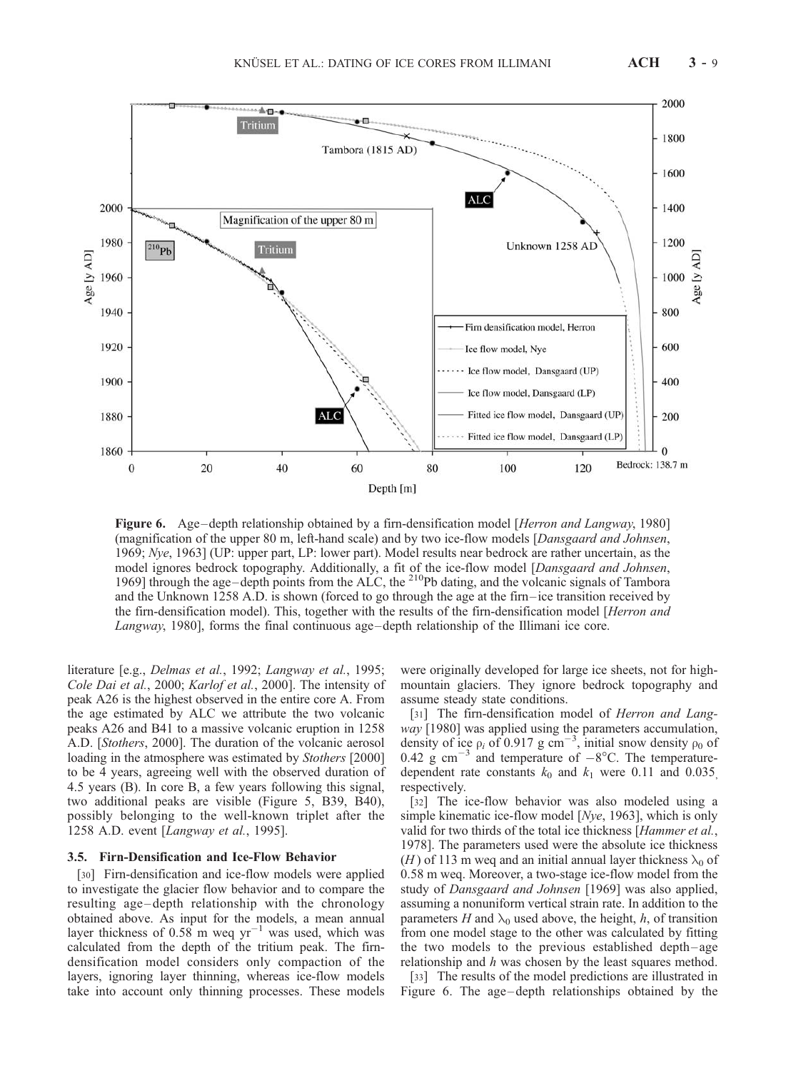**Figure 6.** Age–depth relationship obtained by a firn-densification model [*Herron and Langway*, 1980] (magnification of the upper 80 m, left-hand scale) and by two ice-flow models [*Dansgaard and Johnsen*, 1969; *Nye*, 1963] (UP: upper part, LP: lower part). Model results near bedrock are rather uncertain, as the model ignores bedrock topography. Additionally, a fit of the ice-flow model [*Dansgaard and Johnsen*, 1969] through the age–depth points from the ALC, the $^{210}$Pb dating, and the volcanic signals of Tambora and the Unknown 1258 A.D. is shown (forced to go through the age at the firn–ice transition received by the firn-densification model). This, together with the results of the firn-densification model [*Herron and Langway*, 1980], forms the final continuous age–depth relationship of the Illimani ice core.

literature [e.g., *Delmas et al.*, 1992; *Langway et al.*, 1995; *Cole Dai et al.*, 2000; *Karlof et al.*, 2000]. The intensity of peak A26 is the highest observed in the entire core A. From the age estimated by ALC we attribute the two volcanic peaks A26 and B41 to a massive volcanic eruption in 1258 A.D. [*Stothers*, 2000]. The duration of the volcanic aerosol loading in the atmosphere was estimated by *Stothers* [2000] to be 4 years, agreeing well with the observed duration of 4.5 years (B). In core B, a few years following this signal, two additional peaks are visible (Figure 5, B39, B40), possibly belonging to the well-known triplet after the 1258 A.D. event [*Langway et al.*, 1995].

### 3.5. Firn-Densification and Ice-Flow Behavior

[30] Firn-densification and ice-flow models were applied to investigate the glacier flow behavior and to compare the resulting age–depth relationship with the chronology obtained above. As input for the models, a mean annual layer thickness of 0.58 m weq yr$^{-1}$ was used, which was calculated from the depth of the tritium peak. The firn-densification model considers only compaction of the layers, ignoring layer thinning, whereas ice-flow models take into account only thinning processes. These models were originally developed for large ice sheets, not for high-mountain glaciers. They ignore bedrock topography and assume steady state conditions.

[31] The firn-densification model of *Herron and Langway* [1980] was applied using the parameters accumulation, density of ice $\rho_i$ of 0.917 g cm$^{-3}$, initial snow density $\rho_0$ of 0.42 g cm$^{-3}$ and temperature of $-8$°C. The temperature-dependent rate constants $k_0$ and $k_1$ were 0.11 and 0.035, respectively.

[32] The ice-flow behavior was also modeled using a simple kinematic ice-flow model [*Nye*, 1963], which is only valid for two thirds of the total ice thickness [*Hammer et al.*, 1978]. The parameters used were the absolute ice thickness ($H$) of 113 m weq and an initial annual layer thickness $\lambda_0$ of 0.58 m weq. Moreover, a two-stage ice-flow model from the study of *Dansgaard and Johnsen* [1969] was also applied, assuming a nonuniform vertical strain rate. In addition to the parameters $H$ and $\lambda_0$ used above, the height, $h$, of transition from one model stage to the other was calculated by fitting the two models to the previous established depth–age relationship and $h$ was chosen by the least squares method.

[33] The results of the model predictions are illustrated in Figure 6. The age–depth relationships obtained by the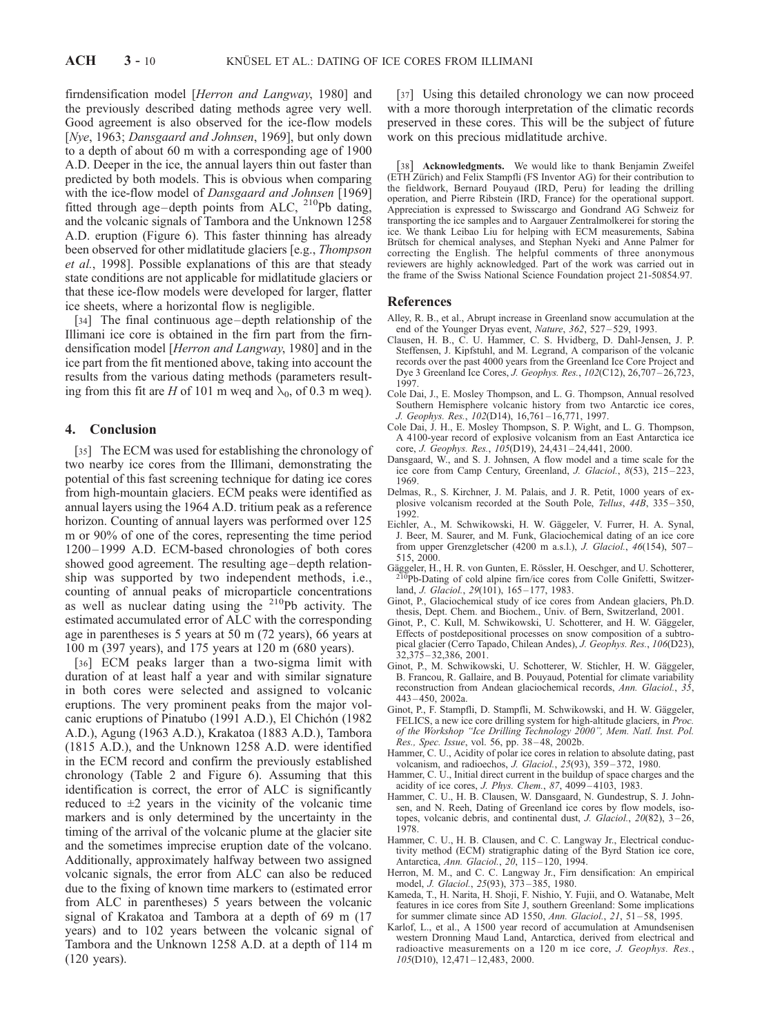firndensification model [*Herron and Langway*, 1980] and the previously described dating methods agree very well. Good agreement is also observed for the ice-flow models [*Nye*, 1963; *Dansgaard and Johnsen*, 1969], but only down to a depth of about 60 m with a corresponding age of 1900 A.D. Deeper in the ice, the annual layers thin out faster than predicted by both models. This is obvious when comparing with the ice-flow model of *Dansgaard and Johnsen* [1969] fitted through age–depth points from ALC, $^{210}$Pb dating, and the volcanic signals of Tambora and the Unknown 1258 A.D. eruption (Figure 6). This faster thinning has already been observed for other midlatitude glaciers [e.g., *Thompson et al.*, 1998]. Possible explanations of this are that steady state conditions are not applicable for midlatitude glaciers or that these ice-flow models were developed for larger, flatter ice sheets, where a horizontal flow is negligible.

[34] The final continuous age–depth relationship of the Illimani ice core is obtained in the firn part from the firndensification model [*Herron and Langway*, 1980] and in the ice part from the fit mentioned above, taking into account the results from the various dating methods (parameters resulting from this fit are $H$ of 101 m weq and $\lambda_0$, of 0.3 m weq).

## 4. Conclusion

[35] The ECM was used for establishing the chronology of two nearby ice cores from the Illimani, demonstrating the potential of this fast screening technique for dating ice cores from high-mountain glaciers. ECM peaks were identified as annual layers using the 1964 A.D. tritium peak as a reference horizon. Counting of annual layers was performed over 125 m or 90% of one of the cores, representing the time period 1200–1999 A.D. ECM-based chronologies of both cores showed good agreement. The resulting age–depth relationship was supported by two independent methods, i.e., counting of annual peaks of microparticle concentrations as well as nuclear dating using the $^{210}$Pb activity. The estimated accumulated error of ALC with the corresponding age in parentheses is 5 years at 50 m (72 years), 66 years at 100 m (397 years), and 175 years at 120 m (680 years).

[36] ECM peaks larger than a two-sigma limit with duration of at least half a year and with similar signature in both cores were selected and assigned to volcanic eruptions. The very prominent peaks from the major volcanic eruptions of Pinatubo (1991 A.D.), El Chichón (1982 A.D.), Agung (1963 A.D.), Krakatoa (1883 A.D.), Tambora (1815 A.D.), and the Unknown 1258 A.D. were identified in the ECM record and confirm the previously established chronology (Table 2 and Figure 6). Assuming that this identification is correct, the error of ALC is significantly reduced to ±2 years in the vicinity of the volcanic time markers and is only determined by the uncertainty in the timing of the arrival of the volcanic plume at the glacier site and the sometimes imprecise eruption date of the volcano. Additionally, approximately halfway between two assigned volcanic signals, the error from ALC can also be reduced due to the fixing of known time markers to (estimated error from ALC in parentheses) 5 years between the volcanic signal of Krakatoa and Tambora at a depth of 69 m (17 years) and to 102 years between the volcanic signal of Tambora and the Unknown 1258 A.D. at a depth of 114 m (120 years).

[37] Using this detailed chronology we can now proceed with a more thorough interpretation of the climatic records preserved in these cores. This will be the subject of future work on this precious midlatitude archive.

[38] **Acknowledgments.** We would like to thank Benjamin Zweifel (ETH Zürich) and Felix Stampfli (FS Inventor AG) for their contribution to the fieldwork, Bernard Pouyaud (IRD, Peru) for leading the drilling operation, and Pierre Ribstein (IRD, France) for the operational support. Appreciation is expressed to Swisscargo and Gondrand AG Schweiz for transporting the ice samples and to Aargauer Zentralmolkerei for storing the ice. We thank Leibao Liu for helping with ECM measurements, Sabina Brütsch for chemical analyses, and Stephan Nyeki and Anne Palmer for correcting the English. The helpful comments of three anonymous reviewers are highly acknowledged. Part of the work was carried out in the frame of the Swiss National Science Foundation project 21-50854.97.

## References

Alley, R. B., et al., Abrupt increase in Greenland snow accumulation at the end of the Younger Dryas event, *Nature*, *362*, 527–529, 1993.

Clausen, H. B., C. U. Hammer, C. S. Hvidberg, D. Dahl-Jensen, J. P. Steffensen, J. Kipfstuhl, and M. Legrand, A comparison of the volcanic records over the past 4000 years from the Greenland Ice Core Project and Dye 3 Greenland Ice Cores, *J. Geophys. Res.*, *102*(C12), 26,707–26,723, 1997.

Cole Dai, J., E. Mosley Thompson, and L. G. Thompson, Annual resolved Southern Hemisphere volcanic history from two Antarctic ice cores, *J. Geophys. Res.*, *102*(D14), 16,761–16,771, 1997.

Cole Dai, J., E. Mosley Thompson, S. P. Wight, and L. G. Thompson, A 4100-year record of explosive volcanism from an East Antarctica ice core, *J. Geophys. Res.*, *105*(D19), 24,431–24,441, 2000.

Dansgaard, W., and S. J. Johnsen, A flow model and a time scale for the ice core from Camp Century, Greenland, *J. Glaciol.*, *8*(53), 215–223, 1969.

Delmas, R., S. Kirchner, J. M. Palais, and J. R. Petit, 1000 years of explosive volcanism recorded at the South Pole, *Tellus*, *44B*, 335–350, 1992.

Eichler, A., M. Schwikowski, H. W. Gäggeler, V. Furrer, H. A. Synal, J. Beer, M. Saurer, and M. Funk, Glaciochemical dating of an ice core from upper Grenzgletscher (4200 m a.s.l.), *J. Glaciol.*, *46*(154), 507–515, 2000.

Gäggeler, H., H. R. von Gunten, E. Rössler, H. Oeschger, and U. Schotterer, $^{210}$Pb-Dating of cold alpine firn/ice cores from Colle Gnifetti, Switzerland, *J. Glaciol.*, *29*(101), 165–177, 1983.

Ginot, P., Glaciochemical study of ice cores from Andean glaciers, Ph.D. thesis, Dept. Chem. and Biochem., Univ. of Bern, Switzerland, 2001.

Ginot, P., C. Kull, M. Schwikowski, U. Schotterer, and H. W. Gäggeler, Effects of postdepositional processes on snow composition of a subtropical glacier (Cerro Tapado, Chilean Andes), *J. Geophys. Res.*, *106*(D23), 32,375–32,386, 2001.

Ginot, P., M. Schwikowski, U. Schotterer, W. Stichler, H. W. Gäggeler, B. Francou, R. Gallaire, and B. Pouyaud, Potential for climate variability reconstruction from Andean glaciochemical records, *Ann. Glaciol.*, *35*, 443–450, 2002a.

Ginot, P., F. Stampfli, D. Stampfli, M. Schwikowski, and H. W. Gäggeler, FELICS, a new ice core drilling system for high-altitude glaciers, in *Proc. of the Workshop "Ice Drilling Technology 2000"*, *Mem. Natl. Inst. Pol. Res., Spec. Issue*, vol. 56, pp. 38–48, 2002b.

Hammer, C. U., Acidity of polar ice cores in relation to absolute dating, past volcanism, and radioechos, *J. Glaciol.*, *25*(93), 359–372, 1980.

Hammer, C. U., Initial direct current in the buildup of space charges and the acidity of ice cores, *J. Phys. Chem.*, *87*, 4099–4103, 1983.

Hammer, C. U., H. B. Clausen, W. Dansgaard, N. Gundestrup, S. J. Johnsen, and N. Reeh, Dating of Greenland ice cores by flow models, isotopes, volcanic debris, and continental dust, *J. Glaciol.*, *20*(82), 3–26, 1978.

Hammer, C. U., H. B. Clausen, and C. C. Langway Jr., Electrical conductivity method (ECM) stratigraphic dating of the Byrd Station ice core, Antarctica, *Ann. Glaciol.*, *20*, 115–120, 1994.

Herron, M. M., and C. C. Langway Jr., Firn densification: An empirical model, *J. Glaciol.*, *25*(93), 373–385, 1980.

Kameda, T., H. Narita, H. Shoji, F. Nishio, Y. Fujii, and O. Watanabe, Melt features in ice cores from Site J, southern Greenland: Some implications for summer climate since AD 1550, *Ann. Glaciol.*, *21*, 51–58, 1995.

Karlof, L., et al., A 1500 year record of accumulation at Amundsenisen western Dronning Maud Land, Antarctica, derived from electrical and radioactive measurements on a 120 m ice core, *J. Geophys. Res.*, *105*(D10), 12,471–12,483, 2000.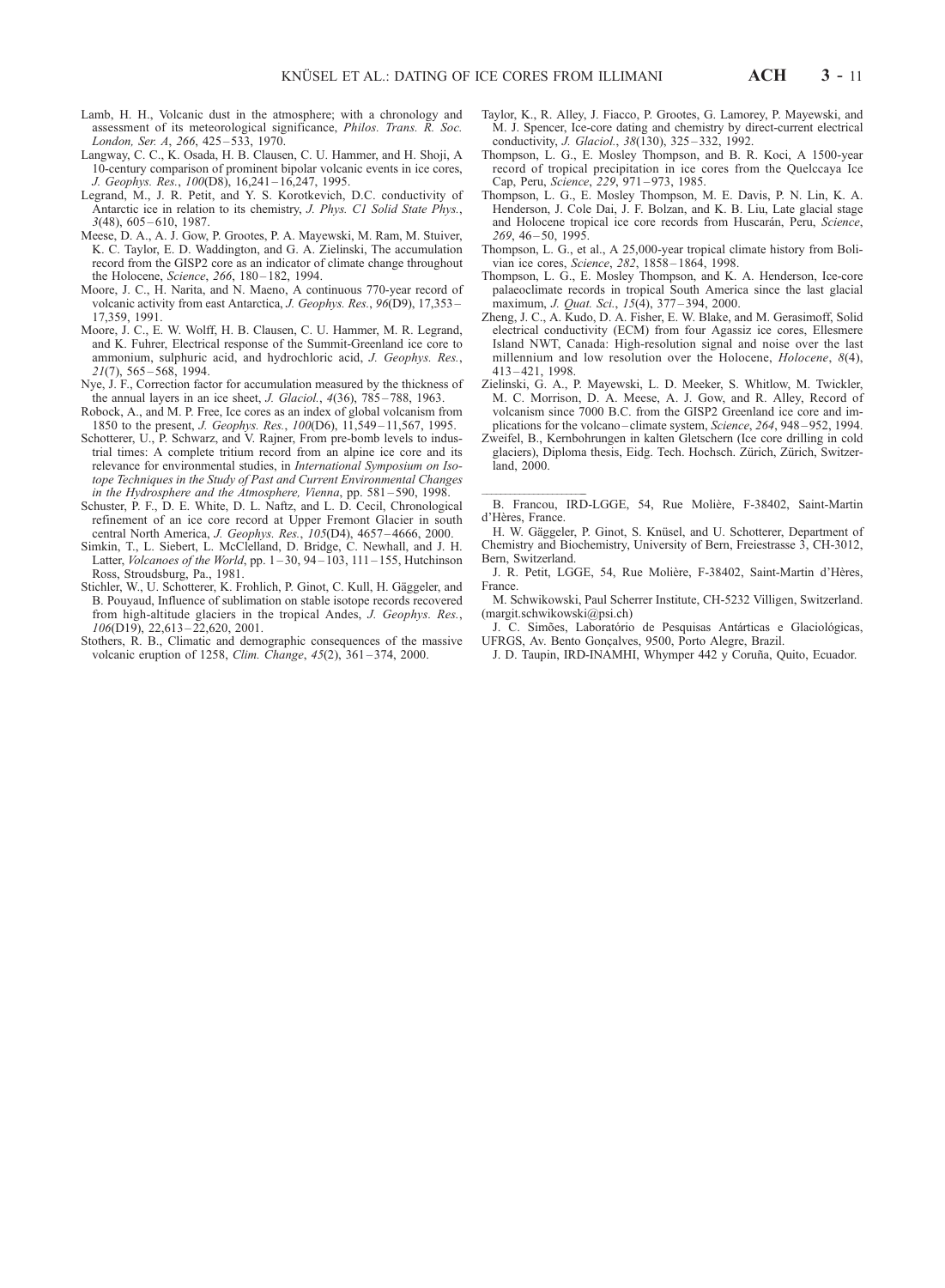Lamb, H. H., Volcanic dust in the atmosphere; with a chronology and assessment of its meteorological significance, *Philos. Trans. R. Soc. London, Ser. A*, *266*, 425–533, 1970.

Langway, C. C., K. Osada, H. B. Clausen, C. U. Hammer, and H. Shoji, A 10-century comparison of prominent bipolar volcanic events in ice cores, *J. Geophys. Res.*, *100*(D8), 16,241–16,247, 1995.

Legrand, M., J. R. Petit, and Y. S. Korotkevich, D.C. conductivity of Antarctic ice in relation to its chemistry, *J. Phys. C1 Solid State Phys.*, *3*(48), 605–610, 1987.

Meese, D. A., A. J. Gow, P. Grootes, P. A. Mayewski, M. Ram, M. Stuiver, K. C. Taylor, E. D. Waddington, and G. A. Zielinski, The accumulation record from the GISP2 core as an indicator of climate change throughout the Holocene, *Science*, *266*, 180–182, 1994.

Moore, J. C., H. Narita, and N. Maeno, A continuous 770-year record of volcanic activity from east Antarctica, *J. Geophys. Res.*, *96*(D9), 17,353–17,359, 1991.

Moore, J. C., E. W. Wolff, H. B. Clausen, C. U. Hammer, M. R. Legrand, and K. Fuhrer, Electrical response of the Summit-Greenland ice core to ammonium, sulphuric acid, and hydrochloric acid, *J. Geophys. Res.*, *21*(7), 565–568, 1994.

Nye, J. F., Correction factor for accumulation measured by the thickness of the annual layers in an ice sheet, *J. Glaciol.*, *4*(36), 785–788, 1963.

Robock, A., and M. P. Free, Ice cores as an index of global volcanism from 1850 to the present, *J. Geophys. Res.*, *100*(D6), 11,549–11,567, 1995.

Schotterer, U., P. Schwarz, and V. Rajner, From pre-bomb levels to industrial times: A complete tritium record from an alpine ice core and its relevance for environmental studies, in *International Symposium on Isotope Techniques in the Study of Past and Current Environmental Changes in the Hydrosphere and the Atmosphere, Vienna*, pp. 581–590, 1998.

Schuster, P. F., D. E. White, D. L. Naftz, and L. D. Cecil, Chronological refinement of an ice core record at Upper Fremont Glacier in south central North America, *J. Geophys. Res.*, *105*(D4), 4657–4666, 2000.

Simkin, T., L. Siebert, L. McClelland, D. Bridge, C. Newhall, and J. H. Latter, *Volcanoes of the World*, pp. 1–30, 94–103, 111–155, Hutchinson Ross, Stroudsburg, Pa., 1981.

Stichler, W., U. Schotterer, K. Frohlich, P. Ginot, C. Kull, H. Gäggeler, and B. Pouyaud, Influence of sublimation on stable isotope records recovered from high-altitude glaciers in the tropical Andes, *J. Geophys. Res.*, *106*(D19), 22,613–22,620, 2001.

Stothers, R. B., Climatic and demographic consequences of the massive volcanic eruption of 1258, *Clim. Change*, *45*(2), 361–374, 2000.

Taylor, K., R. Alley, J. Fiacco, P. Grootes, G. Lamorey, P. Mayewski, and M. J. Spencer, Ice-core dating and chemistry by direct-current electrical conductivity, *J. Glaciol.*, *38*(130), 325–332, 1992.

Thompson, L. G., E. Mosley Thompson, and B. R. Koci, A 1500-year record of tropical precipitation in ice cores from the Quelccaya Ice Cap, Peru, *Science*, *229*, 971–973, 1985.

Thompson, L. G., E. Mosley Thompson, M. E. Davis, P. N. Lin, K. A. Henderson, J. Cole Dai, J. F. Bolzan, and K. B. Liu, Late glacial stage and Holocene tropical ice core records from Huscarán, Peru, *Science*, *269*, 46–50, 1995.

Thompson, L. G., et al., A 25,000-year tropical climate history from Bolivian ice cores, *Science*, *282*, 1858–1864, 1998.

Thompson, L. G., E. Mosley Thompson, and K. A. Henderson, Ice-core palaeoclimate records in tropical South America since the last glacial maximum, *J. Quat. Sci.*, *15*(4), 377–394, 2000.

Zheng, J. C., A. Kudo, D. A. Fisher, E. W. Blake, and M. Gerasimoff, Solid electrical conductivity (ECM) from four Agassiz ice cores, Ellesmere Island NWT, Canada: High-resolution signal and noise over the last millennium and low resolution over the Holocene, *Holocene*, *8*(4), 413–421, 1998.

Zielinski, G. A., P. Mayewski, L. D. Meeker, S. Whitlow, M. Twickler, M. C. Morrison, D. A. Meese, A. J. Gow, and R. Alley, Record of volcanism since 7000 B.C. from the GISP2 Greenland ice core and implications for the volcano–climate system, *Science*, *264*, 948–952, 1994.

Zweifel, B., Kernbohrungen in kalten Gletschern (Ice core drilling in cold glaciers), Diploma thesis, Eidg. Tech. Hochsch. Zürich, Zürich, Switzerland, 2000.

---

B. Francou, IRD-LGGE, 54, Rue Molière, F-38402, Saint-Martin d'Hères, France.

H. W. Gäggeler, P. Ginot, S. Knüsel, and U. Schotterer, Department of Chemistry and Biochemistry, University of Bern, Freiestrasse 3, CH-3012, Bern, Switzerland.

J. R. Petit, LGGE, 54, Rue Molière, F-38402, Saint-Martin d'Hères, France.

M. Schwikowski, Paul Scherrer Institute, CH-5232 Villigen, Switzerland. (margit.schwikowski@psi.ch)

J. C. Simões, Laboratório de Pesquisas Antárticas e Glaciológicas, UFRGS, Av. Bento Gonçalves, 9500, Porto Alegre, Brazil.

J. D. Taupin, IRD-INAMHI, Whymper 442 y Coruña, Quito, Ecuador.